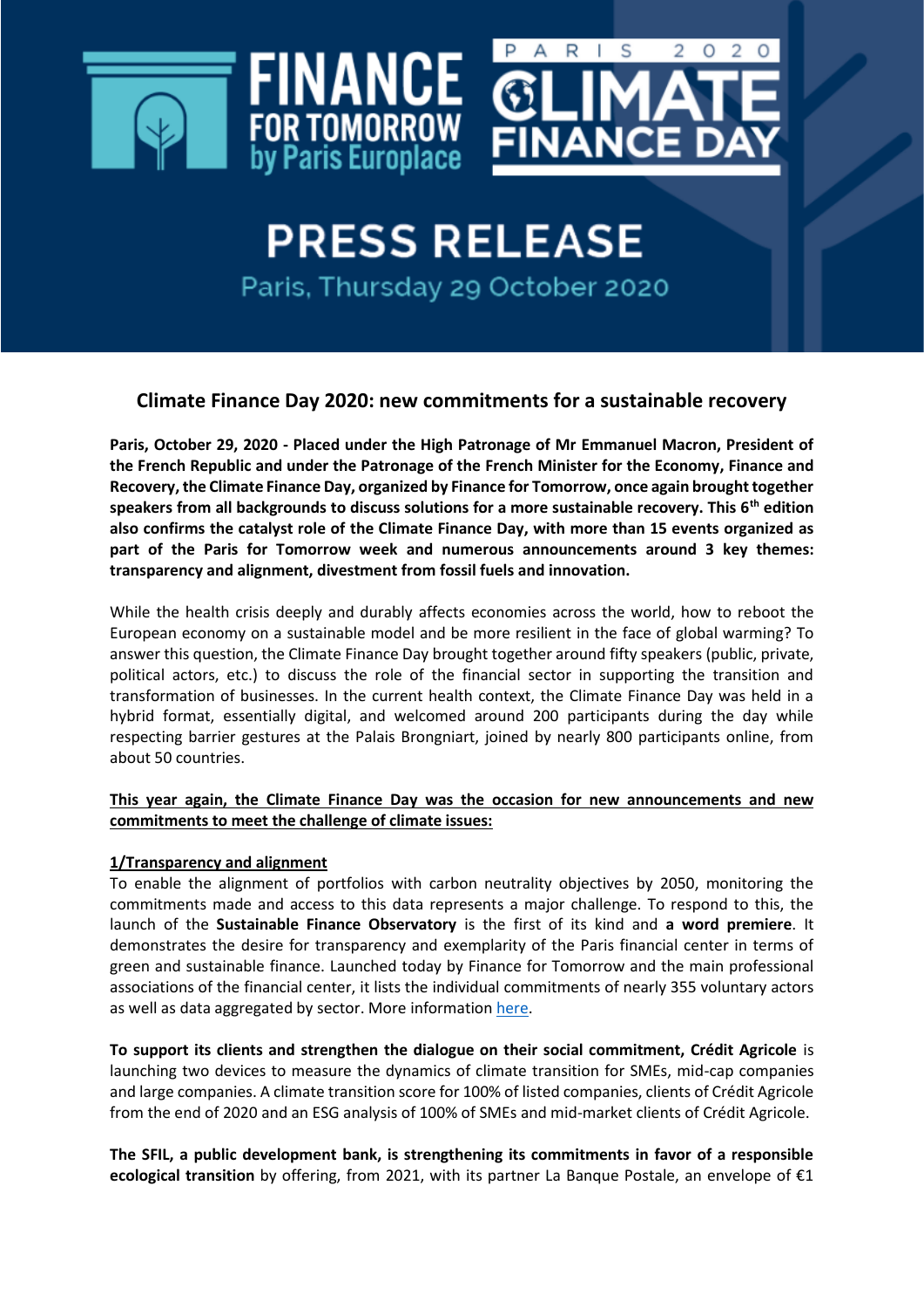FINANCE FOR TOMORROW by Paris Europlace

PARIS 2020 CLIMATE FINANCE DAY

# PRESS RELEASE

Paris, Thursday 29 October 2020

## Climate Finance Day 2020: new commitments for a sustainable recovery

**Paris, October 29, 2020 - Placed under the High Patronage of Mr Emmanuel Macron, President of the French Republic and under the Patronage of the French Minister for the Economy, Finance and Recovery, the Climate Finance Day, organized by Finance for Tomorrow, once again brought together speakers from all backgrounds to discuss solutions for a more sustainable recovery. This 6th edition also confirms the catalyst role of the Climate Finance Day, with more than 15 events organized as part of the Paris for Tomorrow week and numerous announcements around 3 key themes: transparency and alignment, divestment from fossil fuels and innovation.**

While the health crisis deeply and durably affects economies across the world, how to reboot the European economy on a sustainable model and be more resilient in the face of global warming? To answer this question, the Climate Finance Day brought together around fifty speakers (public, private, political actors, etc.) to discuss the role of the financial sector in supporting the transition and transformation of businesses. In the current health context, the Climate Finance Day was held in a hybrid format, essentially digital, and welcomed around 200 participants during the day while respecting barrier gestures at the Palais Brongniart, joined by nearly 800 participants online, from about 50 countries.

**This year again, the Climate Finance Day was the occasion for new announcements and new commitments to meet the challenge of climate issues:**

**1/Transparency and alignment**

To enable the alignment of portfolios with carbon neutrality objectives by 2050, monitoring the commitments made and access to this data represents a major challenge. To respond to this, the launch of the **Sustainable Finance Observatory** is the first of its kind and **a word premiere**. It demonstrates the desire for transparency and exemplarity of the Paris financial center in terms of green and sustainable finance. Launched today by Finance for Tomorrow and the main professional associations of the financial center, it lists the individual commitments of nearly 355 voluntary actors as well as data aggregated by sector. More information here.

**To support its clients and strengthen the dialogue on their social commitment, Crédit Agricole** is launching two devices to measure the dynamics of climate transition for SMEs, mid-cap companies and large companies. A climate transition score for 100% of listed companies, clients of Crédit Agricole from the end of 2020 and an ESG analysis of 100% of SMEs and mid-market clients of Crédit Agricole.

**The SFIL, a public development bank, is strengthening its commitments in favor of a responsible ecological transition** by offering, from 2021, with its partner La Banque Postale, an envelope of €1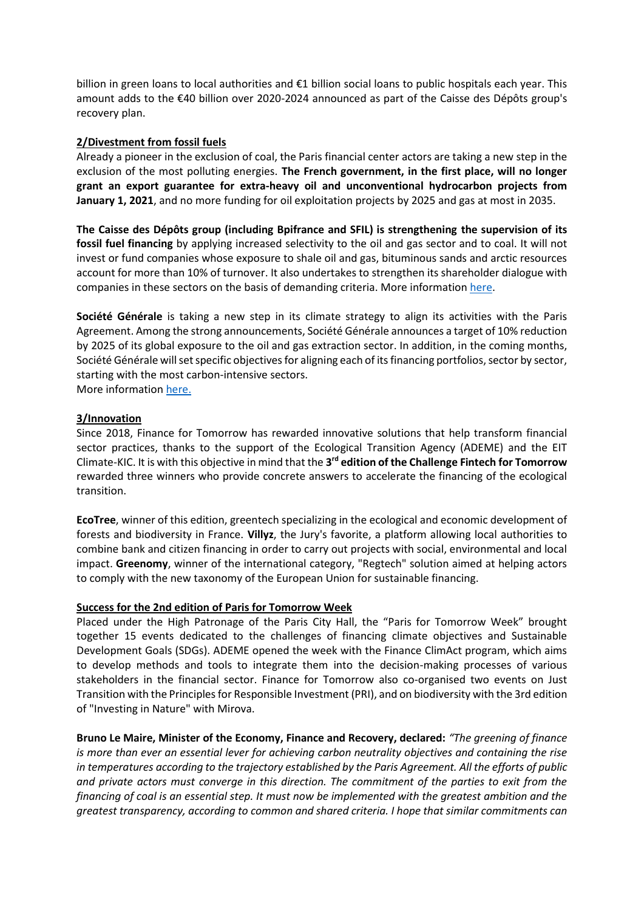billion in green loans to local authorities and €1 billion social loans to public hospitals each year. This amount adds to the €40 billion over 2020-2024 announced as part of the Caisse des Dépôts group's recovery plan.

**2/Divestment from fossil fuels**

Already a pioneer in the exclusion of coal, the Paris financial center actors are taking a new step in the exclusion of the most polluting energies. **The French government, in the first place, will no longer grant an export guarantee for extra-heavy oil and unconventional hydrocarbon projects from January 1, 2021**, and no more funding for oil exploitation projects by 2025 and gas at most in 2035.

**The Caisse des Dépôts group (including Bpifrance and SFIL) is strengthening the supervision of its fossil fuel financing** by applying increased selectivity to the oil and gas sector and to coal. It will not invest or fund companies whose exposure to shale oil and gas, bituminous sands and arctic resources account for more than 10% of turnover. It also undertakes to strengthen its shareholder dialogue with companies in these sectors on the basis of demanding criteria. More information here.

**Société Générale** is taking a new step in its climate strategy to align its activities with the Paris Agreement. Among the strong announcements, Société Générale announces a target of 10% reduction by 2025 of its global exposure to the oil and gas extraction sector. In addition, in the coming months, Société Générale will set specific objectives for aligning each of its financing portfolios, sector by sector, starting with the most carbon-intensive sectors.
More information here.

**3/Innovation**

Since 2018, Finance for Tomorrow has rewarded innovative solutions that help transform financial sector practices, thanks to the support of the Ecological Transition Agency (ADEME) and the EIT Climate-KIC. It is with this objective in mind that the **3rd edition of the Challenge Fintech for Tomorrow** rewarded three winners who provide concrete answers to accelerate the financing of the ecological transition.

**EcoTree**, winner of this edition, greentech specializing in the ecological and economic development of forests and biodiversity in France. **Villyz**, the Jury's favorite, a platform allowing local authorities to combine bank and citizen financing in order to carry out projects with social, environmental and local impact. **Greenomy**, winner of the international category, "Regtech" solution aimed at helping actors to comply with the new taxonomy of the European Union for sustainable financing.

**Success for the 2nd edition of Paris for Tomorrow Week**

Placed under the High Patronage of the Paris City Hall, the "Paris for Tomorrow Week" brought together 15 events dedicated to the challenges of financing climate objectives and Sustainable Development Goals (SDGs). ADEME opened the week with the Finance ClimAct program, which aims to develop methods and tools to integrate them into the decision-making processes of various stakeholders in the financial sector. Finance for Tomorrow also co-organised two events on Just Transition with the Principles for Responsible Investment (PRI), and on biodiversity with the 3rd edition of "Investing in Nature" with Mirova.

**Bruno Le Maire, Minister of the Economy, Finance and Recovery, declared:** *"The greening of finance is more than ever an essential lever for achieving carbon neutrality objectives and containing the rise in temperatures according to the trajectory established by the Paris Agreement. All the efforts of public and private actors must converge in this direction. The commitment of the parties to exit from the financing of coal is an essential step. It must now be implemented with the greatest ambition and the greatest transparency, according to common and shared criteria. I hope that similar commitments can*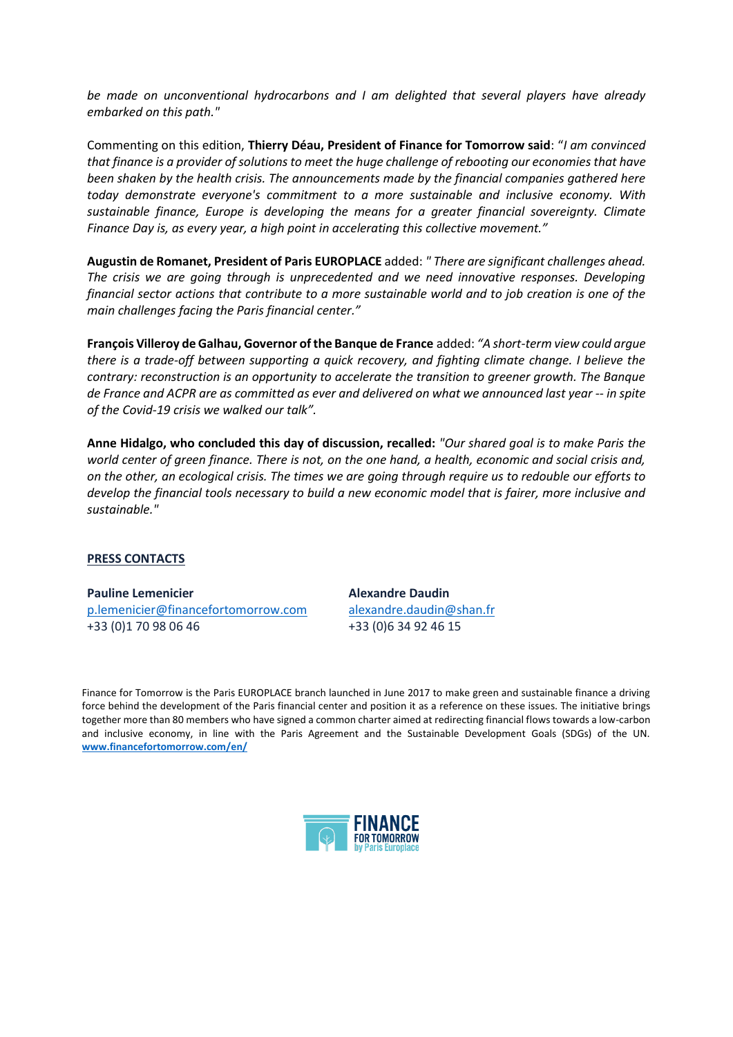*be made on unconventional hydrocarbons and I am delighted that several players have already embarked on this path."*

Commenting on this edition, **Thierry Déau, President of Finance for Tomorrow said**: "*I am convinced that finance is a provider of solutions to meet the huge challenge of rebooting our economies that have been shaken by the health crisis. The announcements made by the financial companies gathered here today demonstrate everyone's commitment to a more sustainable and inclusive economy. With sustainable finance, Europe is developing the means for a greater financial sovereignty. Climate Finance Day is, as every year, a high point in accelerating this collective movement."*

**Augustin de Romanet, President of Paris EUROPLACE** added: *" There are significant challenges ahead. The crisis we are going through is unprecedented and we need innovative responses. Developing financial sector actions that contribute to a more sustainable world and to job creation is one of the main challenges facing the Paris financial center."*

**François Villeroy de Galhau, Governor of the Banque de France** added: *"A short-term view could argue there is a trade-off between supporting a quick recovery, and fighting climate change. I believe the contrary: reconstruction is an opportunity to accelerate the transition to greener growth. The Banque de France and ACPR are as committed as ever and delivered on what we announced last year -- in spite of the Covid-19 crisis we walked our talk".*

**Anne Hidalgo, who concluded this day of discussion, recalled:** *"Our shared goal is to make Paris the world center of green finance. There is not, on the one hand, a health, economic and social crisis and, on the other, an ecological crisis. The times we are going through require us to redouble our efforts to develop the financial tools necessary to build a new economic model that is fairer, more inclusive and sustainable."*

**PRESS CONTACTS**

**Pauline Lemenicier**
p.lemenicier@financefortomorrow.com
+33 (0)1 70 98 06 46

**Alexandre Daudin**
alexandre.daudin@shan.fr
+33 (0)6 34 92 46 15

Finance for Tomorrow is the Paris EUROPLACE branch launched in June 2017 to make green and sustainable finance a driving force behind the development of the Paris financial center and position it as a reference on these issues. The initiative brings together more than 80 members who have signed a common charter aimed at redirecting financial flows towards a low-carbon and inclusive economy, in line with the Paris Agreement and the Sustainable Development Goals (SDGs) of the UN. **www.financefortomorrow.com/en/**

FINANCE FOR TOMORROW by Paris Europlace